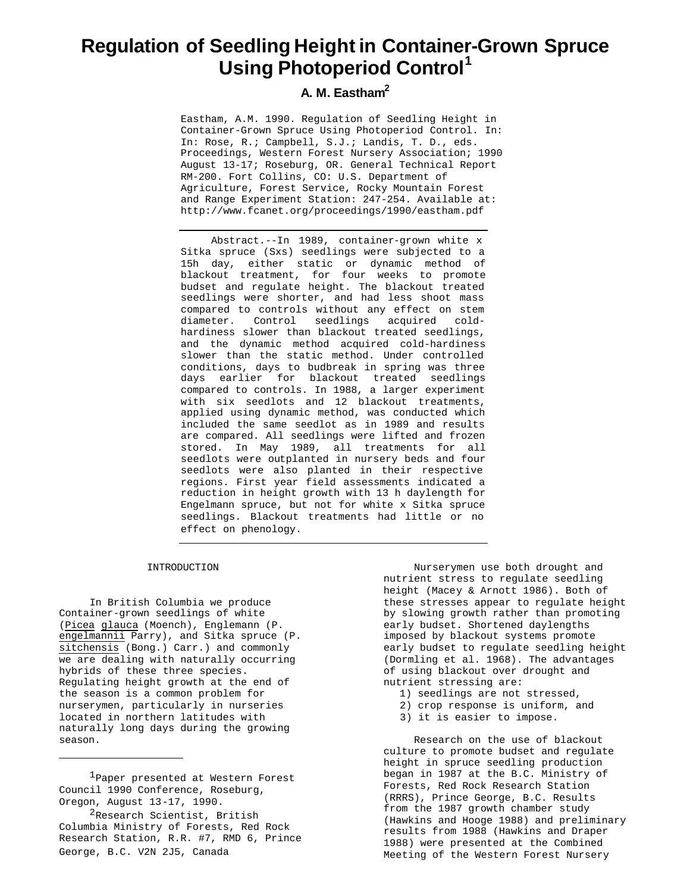# Regulation of Seedling Height in Container-Grown Spruce Using Photoperiod Control[1]

**A. M. Eastham[2]**

Eastham, A.M. 1990. Regulation of Seedling Height in Container-Grown Spruce Using Photoperiod Control. In: In: Rose, R.; Campbell, S.J.; Landis, T. D., eds. Proceedings, Western Forest Nursery Association; 1990 August 13-17; Roseburg, OR. General Technical Report RM-200. Fort Collins, CO: U.S. Department of Agriculture, Forest Service, Rocky Mountain Forest and Range Experiment Station: 247-254. Available at: http://www.fcanet.org/proceedings/1990/eastham.pdf

---

Abstract.--In 1989, container-grown white x Sitka spruce (Sxs) seedlings were subjected to a 15h day, either static or dynamic method of blackout treatment, for four weeks to promote budset and regulate height. The blackout treated seedlings were shorter, and had less shoot mass compared to controls without any effect on stem diameter. Control seedlings acquired cold-hardiness slower than blackout treated seedlings, and the dynamic method acquired cold-hardiness slower than the static method. Under controlled conditions, days to budbreak in spring was three days earlier for blackout treated seedlings compared to controls. In 1988, a larger experiment with six seedlots and 12 blackout treatments, applied using dynamic method, was conducted which included the same seedlot as in 1989 and results are compared. All seedlings were lifted and frozen stored. In May 1989, all treatments for all seedlots were outplanted in nursery beds and four seedlots were also planted in their respective regions. First year field assessments indicated a reduction in height growth with 13 h daylength for Engelmann spruce, but not for white x Sitka spruce seedlings. Blackout treatments had little or no effect on phenology.

---

## INTRODUCTION

In British Columbia we produce Container-grown seedlings of white (*Picea glauca* (Moench), Englemann (*P. engelmannii* Parry), and Sitka spruce (*P. sitchensis* (Bong.) Carr.) and commonly we are dealing with naturally occurring hybrids of these three species. Regulating height growth at the end of the season is a common problem for nurserymen, particularly in nurseries located in northern latitudes with naturally long days during the growing season.

Nurserymen use both drought and nutrient stress to regulate seedling height (Macey & Arnott 1986). Both of these stresses appear to regulate height by slowing growth rather than promoting early budset. Shortened daylengths imposed by blackout systems promote early budset to regulate seedling height (Dormling et al. 1968). The advantages of using blackout over drought and nutrient stressing are:

1) seedlings are not stressed,
2) crop response is uniform, and
3) it is easier to impose.

Research on the use of blackout culture to promote budset and regulate height in spruce seedling production began in 1987 at the B.C. Ministry of Forests, Red Rock Research Station (RRRS), Prince George, B.C. Results from the 1987 growth chamber study (Hawkins and Hooge 1988) and preliminary results from 1988 (Hawkins and Draper 1988) were presented at the Combined Meeting of the Western Forest Nursery

---

[1] Paper presented at Western Forest Council 1990 Conference, Roseburg, Oregon, August 13-17, 1990.

[2] Research Scientist, British Columbia Ministry of Forests, Red Rock Research Station, R.R. #7, RMD 6, Prince George, B.C. V2N 2J5, Canada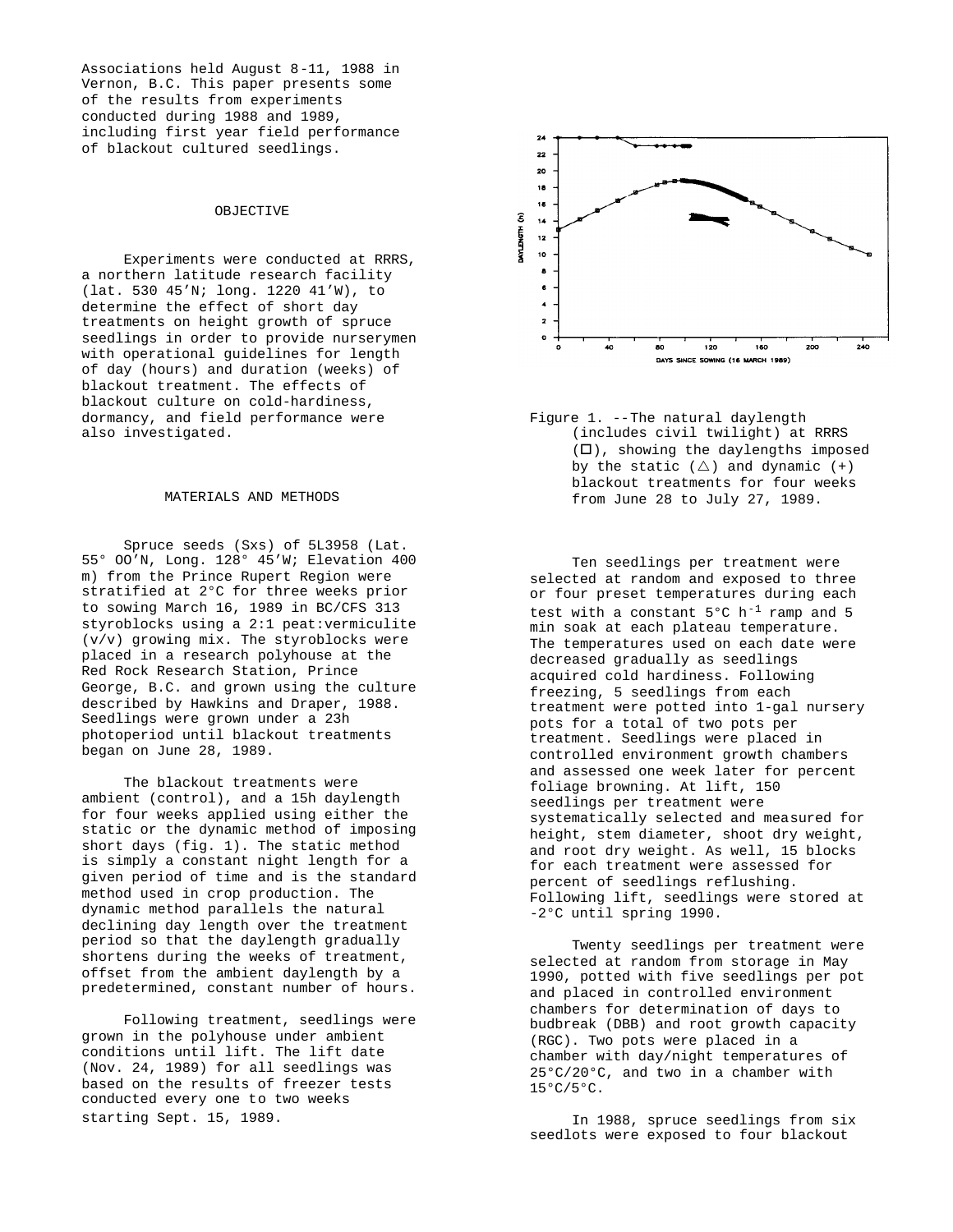Associations held August 8-11, 1988 in Vernon, B.C. This paper presents some of the results from experiments conducted during 1988 and 1989, including first year field performance of blackout cultured seedlings.

## OBJECTIVE

Experiments were conducted at RRRS, a northern latitude research facility (lat. 530 45'N; long. 1220 41'W), to determine the effect of short day treatments on height growth of spruce seedlings in order to provide nurserymen with operational guidelines for length of day (hours) and duration (weeks) of blackout treatment. The effects of blackout culture on cold-hardiness, dormancy, and field performance were also investigated.

## MATERIALS AND METHODS

Spruce seeds (Sxs) of 5L3958 (Lat. 55° OO'N, Long. 128° 45'W; Elevation 400 m) from the Prince Rupert Region were stratified at 2°C for three weeks prior to sowing March 16, 1989 in BC/CFS 313 styroblocks using a 2:1 peat:vermiculite (v/v) growing mix. The styroblocks were placed in a research polyhouse at the Red Rock Research Station, Prince George, B.C. and grown using the culture described by Hawkins and Draper, 1988. Seedlings were grown under a 23h photoperiod until blackout treatments began on June 28, 1989.

The blackout treatments were ambient (control), and a 15h daylength for four weeks applied using either the static or the dynamic method of imposing short days (fig. 1). The static method is simply a constant night length for a given period of time and is the standard method used in crop production. The dynamic method parallels the natural declining day length over the treatment period so that the daylength gradually shortens during the weeks of treatment, offset from the ambient daylength by a predetermined, constant number of hours.

Following treatment, seedlings were grown in the polyhouse under ambient conditions until lift. The lift date (Nov. 24, 1989) for all seedlings was based on the results of freezer tests conducted every one to two weeks starting Sept. 15, 1989.

Figure 1. --The natural daylength (includes civil twilight) at RRRS (□), showing the daylengths imposed by the static (△) and dynamic (+) blackout treatments for four weeks from June 28 to July 27, 1989.

Ten seedlings per treatment were selected at random and exposed to three or four preset temperatures during each test with a constant 5°C $h^{-1}$ ramp and 5 min soak at each plateau temperature. The temperatures used on each date were decreased gradually as seedlings acquired cold hardiness. Following freezing, 5 seedlings from each treatment were potted into 1-gal nursery pots for a total of two pots per treatment. Seedlings were placed in controlled environment growth chambers and assessed one week later for percent foliage browning. At lift, 150 seedlings per treatment were systematically selected and measured for height, stem diameter, shoot dry weight, and root dry weight. As well, 15 blocks for each treatment were assessed for percent of seedlings reflushing. Following lift, seedlings were stored at -2°C until spring 1990.

Twenty seedlings per treatment were selected at random from storage in May 1990, potted with five seedlings per pot and placed in controlled environment chambers for determination of days to budbreak (DBB) and root growth capacity (RGC). Two pots were placed in a chamber with day/night temperatures of 25°C/20°C, and two in a chamber with 15°C/5°C.

In 1988, spruce seedlings from six seedlots were exposed to four blackout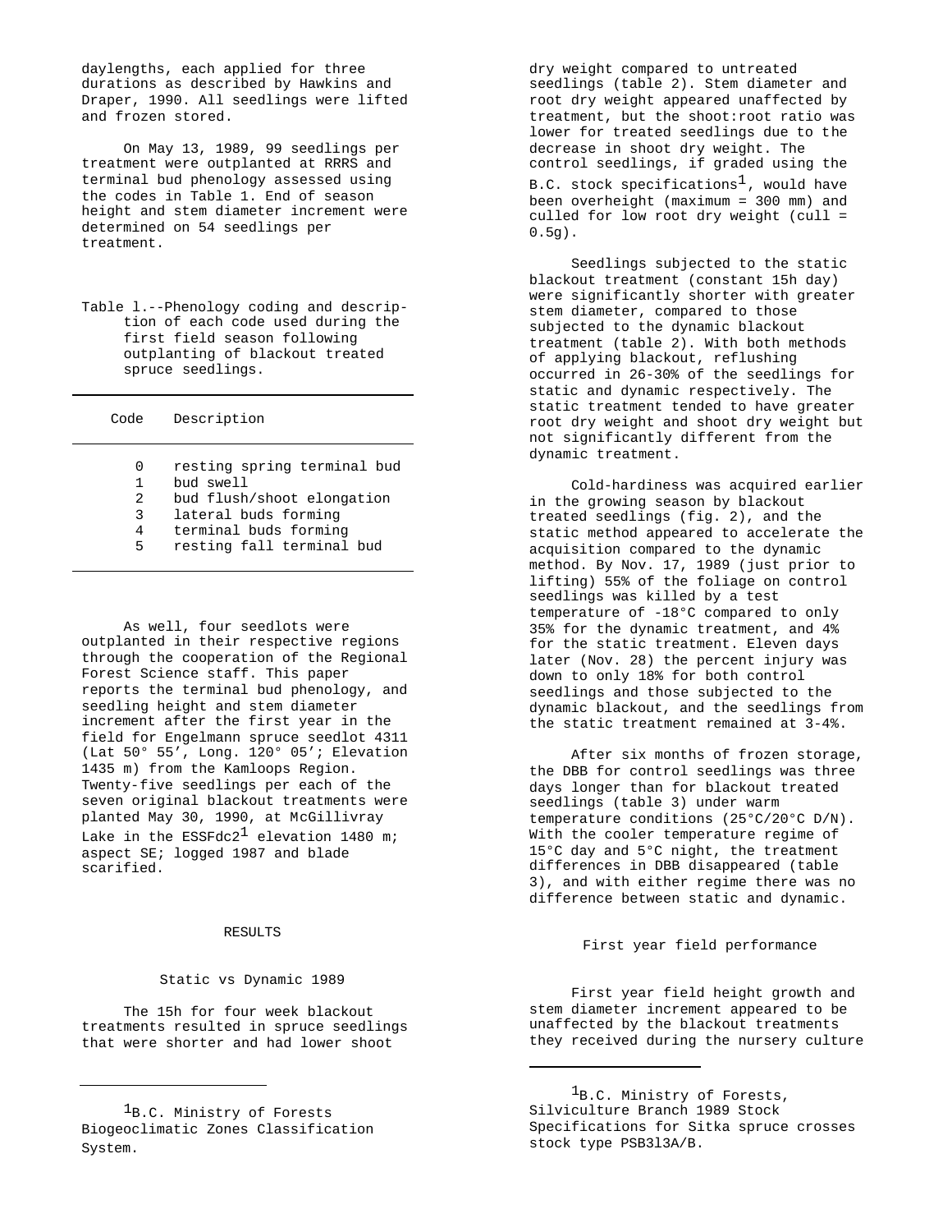daylengths, each applied for three durations as described by Hawkins and Draper, 1990. All seedlings were lifted and frozen stored.

On May 13, 1989, 99 seedlings per treatment were outplanted at RRRS and terminal bud phenology assessed using the codes in Table 1. End of season height and stem diameter increment were determined on 54 seedlings per treatment.

Table l.--Phenology coding and description of each code used during the first field season following outplanting of blackout treated spruce seedlings.

| Code | Description |
|---|---|
| 0 | resting spring terminal bud |
| 1 | bud swell |
| 2 | bud flush/shoot elongation |
| 3 | lateral buds forming |
| 4 | terminal buds forming |
| 5 | resting fall terminal bud |

As well, four seedlots were outplanted in their respective regions through the cooperation of the Regional Forest Science staff. This paper reports the terminal bud phenology, and seedling height and stem diameter increment after the first year in the field for Engelmann spruce seedlot 4311 (Lat 50° 55', Long. 120° 05'; Elevation 1435 m) from the Kamloops Region. Twenty-five seedlings per each of the seven original blackout treatments were planted May 30, 1990, at McGillivray Lake in the ESSFdc2[1] elevation 1480 m; aspect SE; logged 1987 and blade scarified.

[1]B.C. Ministry of Forests Biogeoclimatic Zones Classification System.

## RESULTS

### Static vs Dynamic 1989

The 15h for four week blackout treatments resulted in spruce seedlings that were shorter and had lower shoot dry weight compared to untreated seedlings (table 2). Stem diameter and root dry weight appeared unaffected by treatment, but the shoot:root ratio was lower for treated seedlings due to the decrease in shoot dry weight. The control seedlings, if graded using the B.C. stock specifications[1], would have been overheight (maximum = 300 mm) and culled for low root dry weight (cull = 0.5g).

Seedlings subjected to the static blackout treatment (constant 15h day) were significantly shorter with greater stem diameter, compared to those subjected to the dynamic blackout treatment (table 2). With both methods of applying blackout, reflushing occurred in 26-30% of the seedlings for static and dynamic respectively. The static treatment tended to have greater root dry weight and shoot dry weight but not significantly different from the dynamic treatment.

Cold-hardiness was acquired earlier in the growing season by blackout treated seedlings (fig. 2), and the static method appeared to accelerate the acquisition compared to the dynamic method. By Nov. 17, 1989 (just prior to lifting) 55% of the foliage on control seedlings was killed by a test temperature of -18°C compared to only 35% for the dynamic treatment, and 4% for the static treatment. Eleven days later (Nov. 28) the percent injury was down to only 18% for both control seedlings and those subjected to the dynamic blackout, and the seedlings from the static treatment remained at 3-4%.

After six months of frozen storage, the DBB for control seedlings was three days longer than for blackout treated seedlings (table 3) under warm temperature conditions (25°C/20°C D/N). With the cooler temperature regime of 15°C day and 5°C night, the treatment differences in DBB disappeared (table 3), and with either regime there was no difference between static and dynamic.

### First year field performance

First year field height growth and stem diameter increment appeared to be unaffected by the blackout treatments they received during the nursery culture

[1]B.C. Ministry of Forests, Silviculture Branch 1989 Stock Specifications for Sitka spruce crosses stock type PSB313A/B.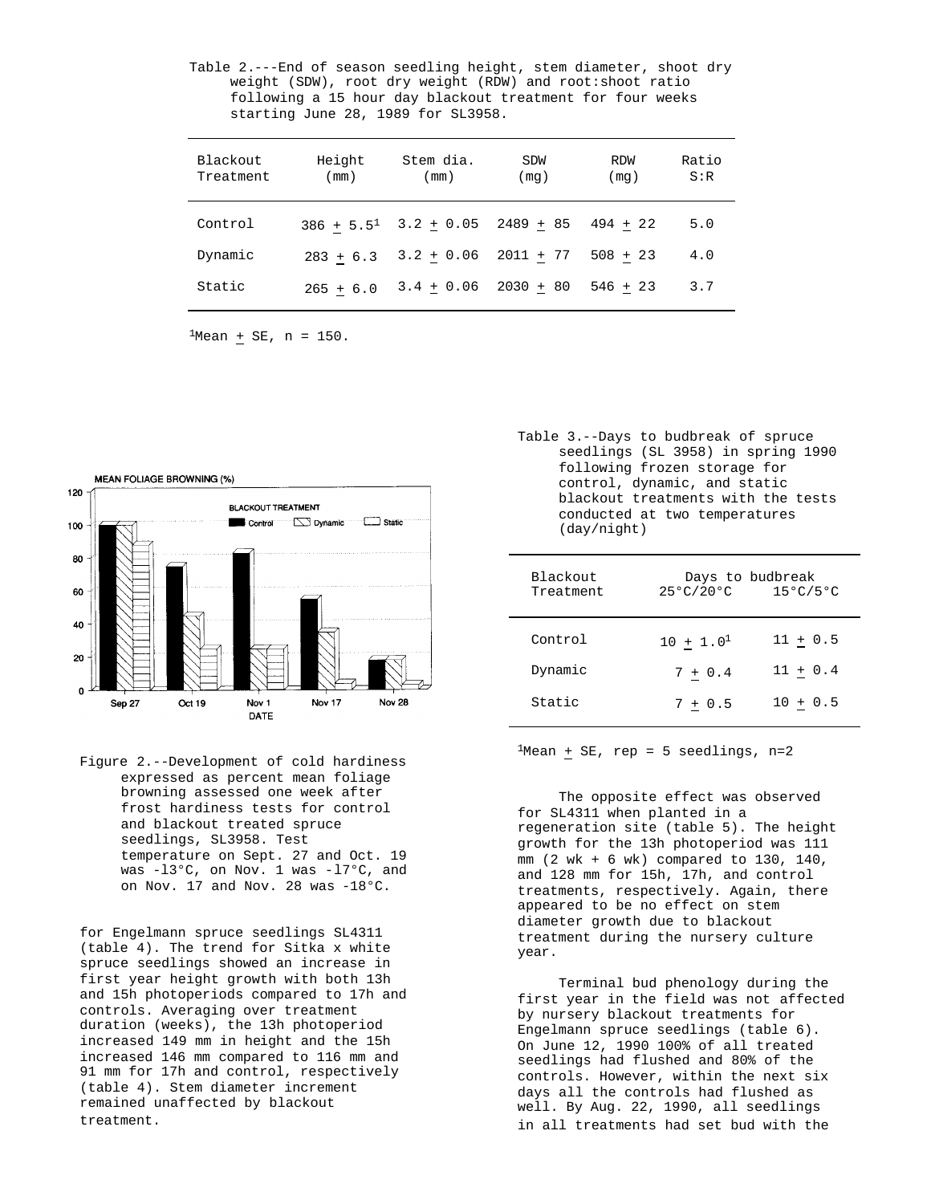Table 2.---End of season seedling height, stem diameter, shoot dry weight (SDW), root dry weight (RDW) and root:shoot ratio following a 15 hour day blackout treatment for four weeks starting June 28, 1989 for SL3958.

| Blackout Treatment | Height (mm) | Stem dia. (mm) | SDW (mg) | RDW (mg) | Ratio S:R |
|---|---|---|---|---|---|
| Control | 386 ± 5.5[1] | 3.2 ± 0.05 | 2489 ± 85 | 494 ± 22 | 5.0 |
| Dynamic | 283 ± 6.3 | 3.2 ± 0.06 | 2011 ± 77 | 508 ± 23 | 4.0 |
| Static | 265 ± 6.0 | 3.4 ± 0.06 | 2030 ± 80 | 546 ± 23 | 3.7 |

[1]Mean ± SE, n = 150.

Figure 2.--Development of cold hardiness expressed as percent mean foliage browning assessed one week after frost hardiness tests for control and blackout treated spruce seedlings, SL3958. Test temperature on Sept. 27 and Oct. 19 was -13°C, on Nov. 1 was -17°C, and on Nov. 17 and Nov. 28 was -18°C.

for Engelmann spruce seedlings SL4311 (table 4). The trend for Sitka x white spruce seedlings showed an increase in first year height growth with both 13h and 15h photoperiods compared to 17h and controls. Averaging over treatment duration (weeks), the 13h photoperiod increased 149 mm in height and the 15h increased 146 mm compared to 116 mm and 91 mm for 17h and control, respectively (table 4). Stem diameter increment remained unaffected by blackout treatment.

Table 3.--Days to budbreak of spruce seedlings (SL 3958) in spring 1990 following frozen storage for control, dynamic, and static blackout treatments with the tests conducted at two temperatures (day/night)

| Blackout Treatment | Days to budbreak 25°C/20°C | 15°C/5°C |
|---|---|---|
| Control | 10 ± 1.0[1] | 11 ± 0.5 |
| Dynamic | 7 ± 0.4 | 11 ± 0.4 |
| Static | 7 ± 0.5 | 10 ± 0.5 |

[1]Mean ± SE, rep = 5 seedlings, n=2

The opposite effect was observed for SL4311 when planted in a regeneration site (table 5). The height growth for the 13h photoperiod was 111 mm (2 wk + 6 wk) compared to 130, 140, and 128 mm for 15h, 17h, and control treatments, respectively. Again, there appeared to be no effect on stem diameter growth due to blackout treatment during the nursery culture year.

Terminal bud phenology during the first year in the field was not affected by nursery blackout treatments for Engelmann spruce seedlings (table 6). On June 12, 1990 100% of all treated seedlings had flushed and 80% of the controls. However, within the next six days all the controls had flushed as well. By Aug. 22, 1990, all seedlings in all treatments had set bud with the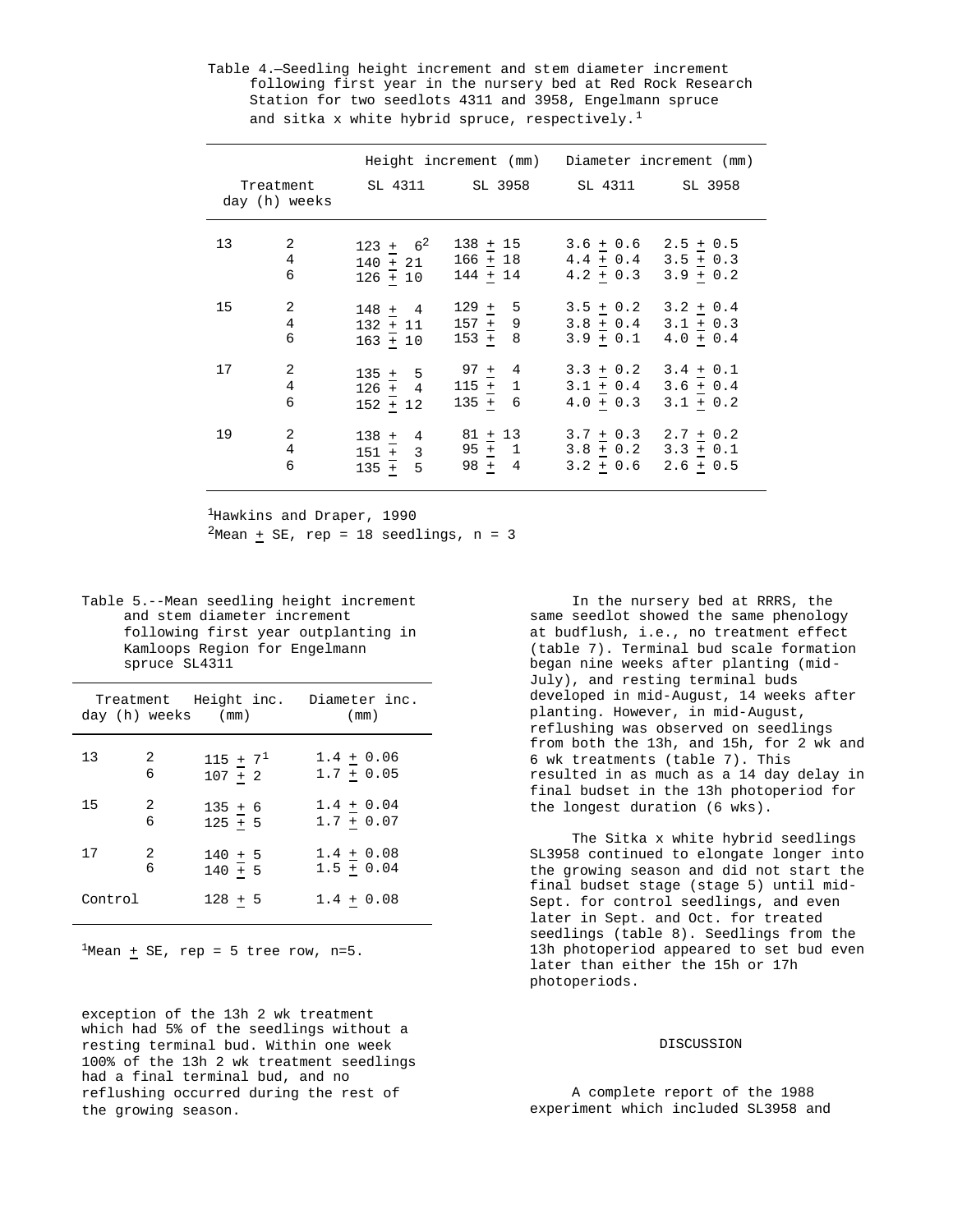Table 4.—Seedling height increment and stem diameter increment following first year in the nursery bed at Red Rock Research Station for two seedlots 4311 and 3958, Engelmann spruce and sitka x white hybrid spruce, respectively.[1]

| Treatment | | Height increment (mm) | | Diameter increment (mm) | |
|---|---|---|---|---|---|
| day (h) | weeks | SL 4311 | SL 3958 | SL 4311 | SL 3958 |
| 13 | 2 | 123 ± 6[2] | 138 ± 15 | 3.6 ± 0.6 | 2.5 ± 0.5 |
| | 4 | 140 ± 21 | 166 ± 18 | 4.4 ± 0.4 | 3.5 ± 0.3 |
| | 6 | 126 ± 10 | 144 ± 14 | 4.2 ± 0.3 | 3.9 ± 0.2 |
| 15 | 2 | 148 ± 4 | 129 ± 5 | 3.5 ± 0.2 | 3.2 ± 0.4 |
| | 4 | 132 ± 11 | 157 ± 9 | 3.8 ± 0.4 | 3.1 ± 0.3 |
| | 6 | 163 ± 10 | 153 ± 8 | 3.9 ± 0.1 | 4.0 ± 0.4 |
| 17 | 2 | 135 ± 5 | 97 ± 4 | 3.3 ± 0.2 | 3.4 ± 0.1 |
| | 4 | 126 ± 4 | 115 ± 1 | 3.1 ± 0.4 | 3.6 ± 0.4 |
| | 6 | 152 ± 12 | 135 ± 6 | 4.0 ± 0.3 | 3.1 ± 0.2 |
| 19 | 2 | 138 ± 4 | 81 ± 13 | 3.7 ± 0.3 | 2.7 ± 0.2 |
| | 4 | 151 ± 3 | 95 ± 1 | 3.8 ± 0.2 | 3.3 ± 0.1 |
| | 6 | 135 ± 5 | 98 ± 4 | 3.2 ± 0.6 | 2.6 ± 0.5 |

[1]Hawkins and Draper, 1990

[2]Mean ± SE, rep = 18 seedlings, n = 3

Table 5.--Mean seedling height increment and stem diameter increment following first year outplanting in Kamloops Region for Engelmann spruce SL4311

| Treatment | | Height inc. (mm) | Diameter inc. (mm) |
|---|---|---|---|
| day (h) | weeks | | |
| 13 | 2 | 115 ± 7[1] | 1.4 ± 0.06 |
| | 6 | 107 ± 2 | 1.7 ± 0.05 |
| 15 | 2 | 135 ± 6 | 1.4 ± 0.04 |
| | 6 | 125 ± 5 | 1.7 ± 0.07 |
| 17 | 2 | 140 ± 5 | 1.4 ± 0.08 |
| | 6 | 140 ± 5 | 1.5 ± 0.04 |
| Control | | 128 ± 5 | 1.4 ± 0.08 |

[1]Mean ± SE, rep = 5 tree row, n=5.

exception of the 13h 2 wk treatment which had 5% of the seedlings without a resting terminal bud. Within one week 100% of the 13h 2 wk treatment seedlings had a final terminal bud, and no reflushing occurred during the rest of the growing season.

In the nursery bed at RRRS, the same seedlot showed the same phenology at budflush, i.e., no treatment effect (table 7). Terminal bud scale formation began nine weeks after planting (mid-July), and resting terminal buds developed in mid-August, 14 weeks after planting. However, in mid-August, reflushing was observed on seedlings from both the 13h, and 15h, for 2 wk and 6 wk treatments (table 7). This resulted in as much as a 14 day delay in final budset in the 13h photoperiod for the longest duration (6 wks).

The Sitka x white hybrid seedlings SL3958 continued to elongate longer into the growing season and did not start the final budset stage (stage 5) until mid-Sept. for control seedlings, and even later in Sept. and Oct. for treated seedlings (table 8). Seedlings from the 13h photoperiod appeared to set bud even later than either the 15h or 17h photoperiods.

## DISCUSSION

A complete report of the 1988 experiment which included SL3958 and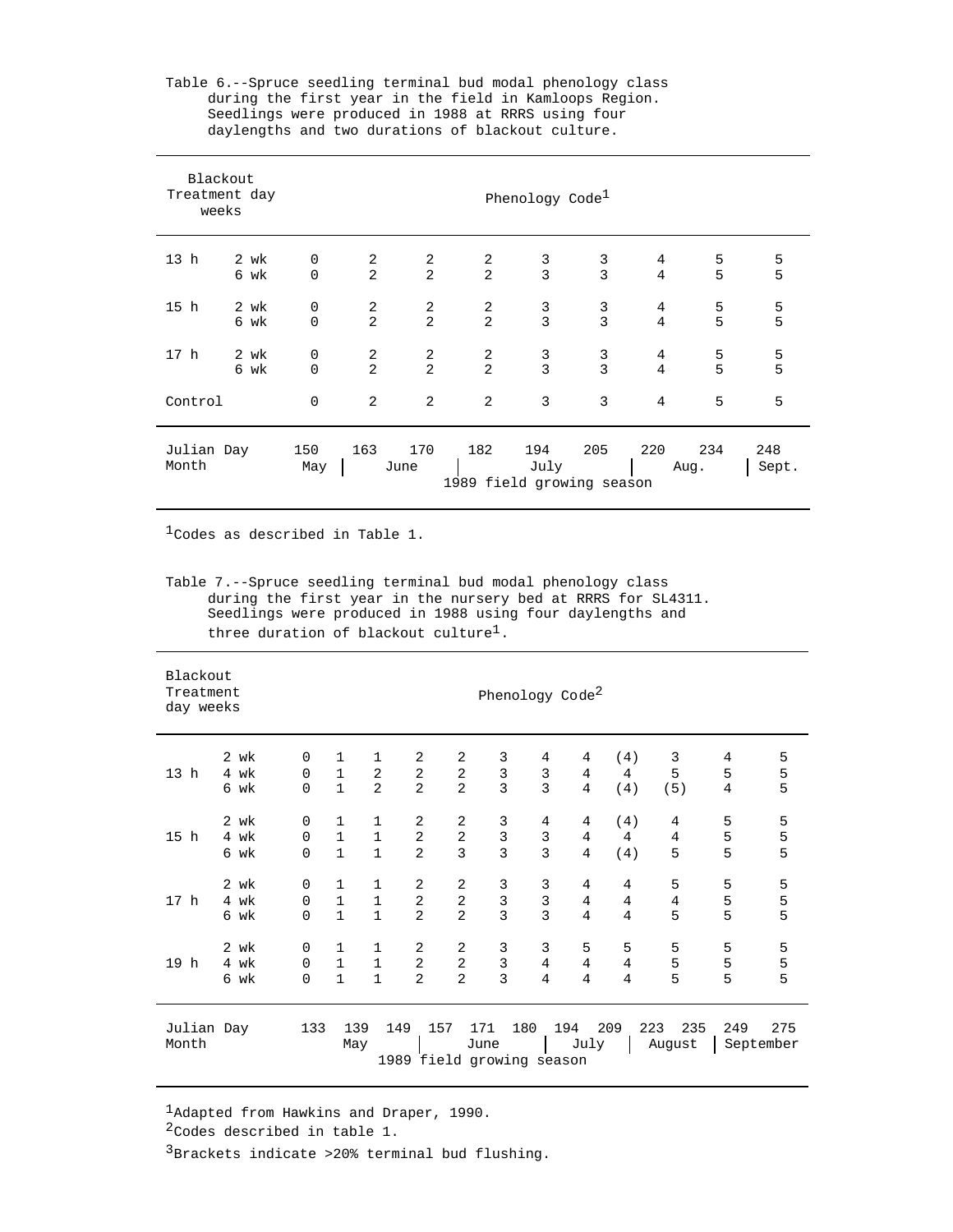Table 6.--Spruce seedling terminal bud modal phenology class during the first year in the field in Kamloops Region. Seedlings were produced in 1988 at RRRS using four daylengths and two durations of blackout culture.

| Treatment day | Blackout weeks | Phenology Code[1] | | | | | | | | |
|---|---|---|---|---|---|---|---|---|---|---|
| 13 h | 2 wk | 0 | 2 | 2 | 2 | 3 | 3 | 4 | 5 | 5 |
| | 6 wk | 0 | 2 | 2 | 2 | 3 | 3 | 4 | 5 | 5 |
| 15 h | 2 wk | 0 | 2 | 2 | 2 | 3 | 3 | 4 | 5 | 5 |
| | 6 wk | 0 | 2 | 2 | 2 | 3 | 3 | 4 | 5 | 5 |
| 17 h | 2 wk | 0 | 2 | 2 | 2 | 3 | 3 | 4 | 5 | 5 |
| | 6 wk | 0 | 2 | 2 | 2 | 3 | 3 | 4 | 5 | 5 |
| Control | | 0 | 2 | 2 | 2 | 3 | 3 | 4 | 5 | 5 |
| Julian Day | | 150 | 163 | 170 | 182 | 194 | 205 | 220 | 234 | 248 |
| Month | | May | June | | | July | | Aug. | | Sept. |

1989 field growing season

[1]Codes as described in Table 1.

Table 7.--Spruce seedling terminal bud modal phenology class during the first year in the nursery bed at RRRS for SL4311. Seedlings were produced in 1988 using four daylengths and three duration of blackout culture[1].

| Treatment day | Blackout weeks | Phenology Code[2] | | | | | | | | | | | |
|---|---|---|---|---|---|---|---|---|---|---|---|---|---|
| 13 h | 2 wk | 0 | 1 | 1 | 2 | 2 | 3 | 4 | 4 | (4) | 3 | 4 | 5 |
| | 4 wk | 0 | 1 | 2 | 2 | 2 | 3 | 3 | 4 | 4 | 5 | 5 | 5 |
| | 6 wk | 0 | 1 | 2 | 2 | 2 | 3 | 3 | 4 | (4) | (5) | 4 | 5 |
| 15 h | 2 wk | 0 | 1 | 1 | 2 | 2 | 3 | 4 | 4 | (4) | 4 | 5 | 5 |
| | 4 wk | 0 | 1 | 1 | 2 | 2 | 3 | 3 | 4 | 4 | 4 | 5 | 5 |
| | 6 wk | 0 | 1 | 1 | 2 | 3 | 3 | 3 | 4 | (4) | 5 | 5 | 5 |
| 17 h | 2 wk | 0 | 1 | 1 | 2 | 2 | 3 | 3 | 4 | 4 | 5 | 5 | 5 |
| | 4 wk | 0 | 1 | 1 | 2 | 2 | 3 | 3 | 4 | 4 | 4 | 5 | 5 |
| | 6 wk | 0 | 1 | 1 | 2 | 2 | 3 | 3 | 4 | 4 | 5 | 5 | 5 |
| 19 h | 2 wk | 0 | 1 | 1 | 2 | 2 | 3 | 3 | 5 | 5 | 5 | 5 | 5 |
| | 4 wk | 0 | 1 | 1 | 2 | 2 | 3 | 4 | 4 | 4 | 5 | 5 | 5 |
| | 6 wk | 0 | 1 | 1 | 2 | 2 | 3 | 4 | 4 | 4 | 5 | 5 | 5 |
| Julian Day | | 133 | 139 | 149 | 157 | 171 | 180 | 194 | 209 | 223 | 235 | 249 | 275 |
| Month | | | May | | | June | | | July | | August | | September |

1989 field growing season

[1]Adapted from Hawkins and Draper, 1990.
[2]Codes described in table 1.
[3]Brackets indicate >20% terminal bud flushing.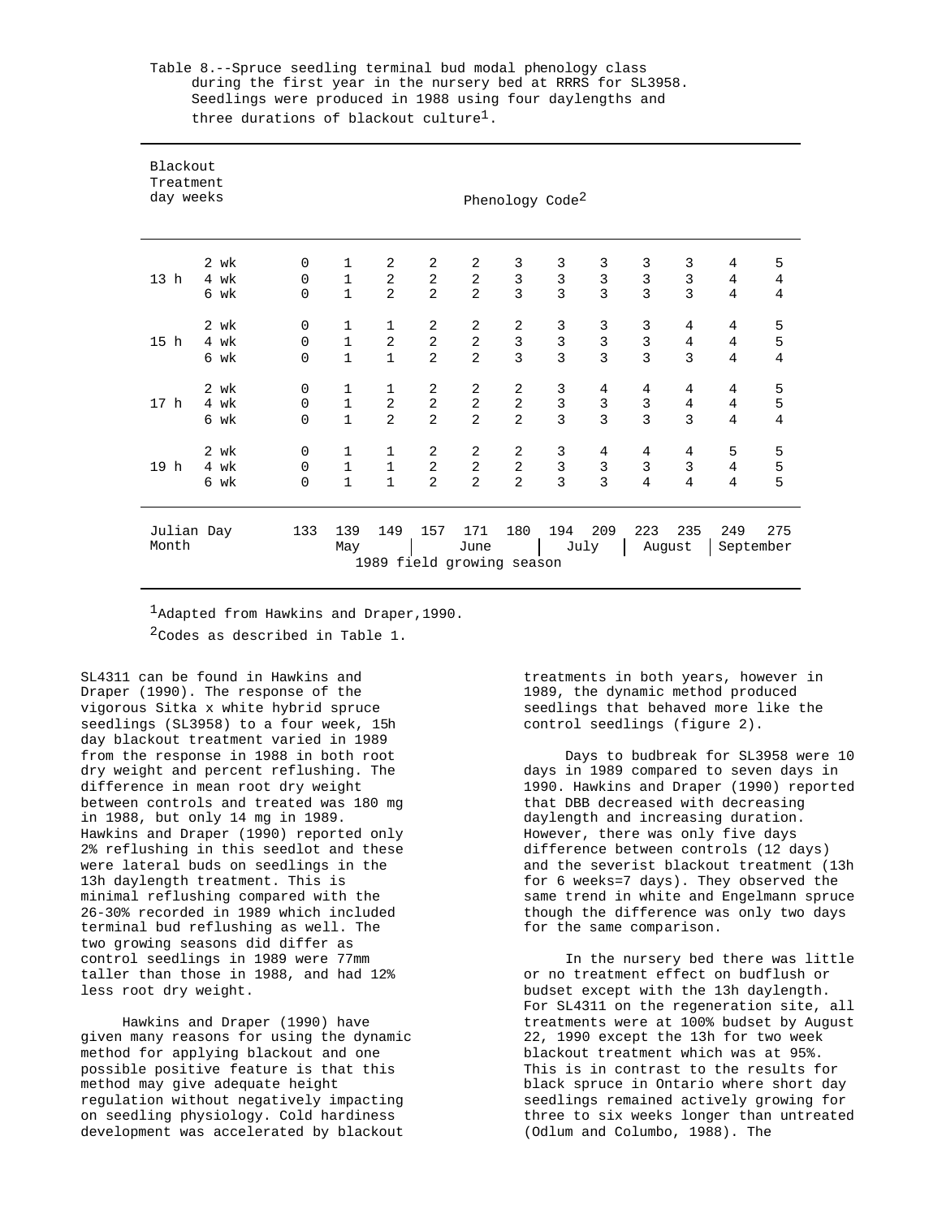Table 8.--Spruce seedling terminal bud modal phenology class during the first year in the nursery bed at RRRS for SL3958. Seedlings were produced in 1988 using four daylengths and three durations of blackout culture[1].

| Blackout Treatment day | weeks | Phenology Code[2] | | | | | | | | | | | |
|---|---|---|---|---|---|---|---|---|---|---|---|---|---|
| 13 h | 2 wk | 0 | 1 | 2 | 2 | 2 | 3 | 3 | 3 | 3 | 3 | 4 | 5 |
| | 4 wk | 0 | 1 | 2 | 2 | 2 | 3 | 3 | 3 | 3 | 3 | 4 | 4 |
| | 6 wk | 0 | 1 | 2 | 2 | 2 | 3 | 3 | 3 | 3 | 3 | 4 | 4 |
| 15 h | 2 wk | 0 | 1 | 1 | 2 | 2 | 2 | 3 | 3 | 3 | 4 | 4 | 5 |
| | 4 wk | 0 | 1 | 2 | 2 | 2 | 3 | 3 | 3 | 3 | 4 | 4 | 5 |
| | 6 wk | 0 | 1 | 1 | 2 | 2 | 3 | 3 | 3 | 3 | 3 | 4 | 4 |
| 17 h | 2 wk | 0 | 1 | 1 | 2 | 2 | 2 | 3 | 4 | 4 | 4 | 4 | 5 |
| | 4 wk | 0 | 1 | 2 | 2 | 2 | 2 | 3 | 3 | 3 | 4 | 4 | 5 |
| | 6 wk | 0 | 1 | 2 | 2 | 2 | 2 | 3 | 3 | 3 | 3 | 4 | 4 |
| 19 h | 2 wk | 0 | 1 | 1 | 2 | 2 | 2 | 3 | 4 | 4 | 4 | 5 | 5 |
| | 4 wk | 0 | 1 | 1 | 2 | 2 | 2 | 3 | 3 | 3 | 3 | 4 | 5 |
| | 6 wk | 0 | 1 | 1 | 2 | 2 | 2 | 3 | 3 | 4 | 4 | 4 | 5 |
| Julian Day | | 133 | 139 | 149 | 157 | 171 | 180 | 194 | 209 | 223 | 235 | 249 | 275 |
| Month | | May | | | June | | | July | | August | | September | |

1989 field growing season

[1]Adapted from Hawkins and Draper, 1990.

[2]Codes as described in Table 1.

SL4311 can be found in Hawkins and Draper (1990). The response of the vigorous Sitka x white hybrid spruce seedlings (SL3958) to a four week, 15h day blackout treatment varied in 1989 from the response in 1988 in both root dry weight and percent reflushing. The difference in mean root dry weight between controls and treated was 180 mg in 1988, but only 14 mg in 1989. Hawkins and Draper (1990) reported only 2% reflushing in this seedlot and these were lateral buds on seedlings in the 13h daylength treatment. This is minimal reflushing compared with the 26-30% recorded in 1989 which included terminal bud reflushing as well. The two growing seasons did differ as control seedlings in 1989 were 77mm taller than those in 1988, and had 12% less root dry weight.

Hawkins and Draper (1990) have given many reasons for using the dynamic method for applying blackout and one possible positive feature is that this method may give adequate height regulation without negatively impacting on seedling physiology. Cold hardiness development was accelerated by blackout treatments in both years, however in 1989, the dynamic method produced seedlings that behaved more like the control seedlings (figure 2).

Days to budbreak for SL3958 were 10 days in 1989 compared to seven days in 1990. Hawkins and Draper (1990) reported that DBB decreased with decreasing daylength and increasing duration. However, there was only five days difference between controls (12 days) and the severist blackout treatment (13h for 6 weeks=7 days). They observed the same trend in white and Engelmann spruce though the difference was only two days for the same comparison.

In the nursery bed there was little or no treatment effect on budflush or budset except with the 13h daylength. For SL4311 on the regeneration site, all treatments were at 100% budset by August 22, 1990 except the 13h for two week blackout treatment which was at 95%. This is in contrast to the results for black spruce in Ontario where short day seedlings remained actively growing for three to six weeks longer than untreated (Odlum and Columbo, 1988). The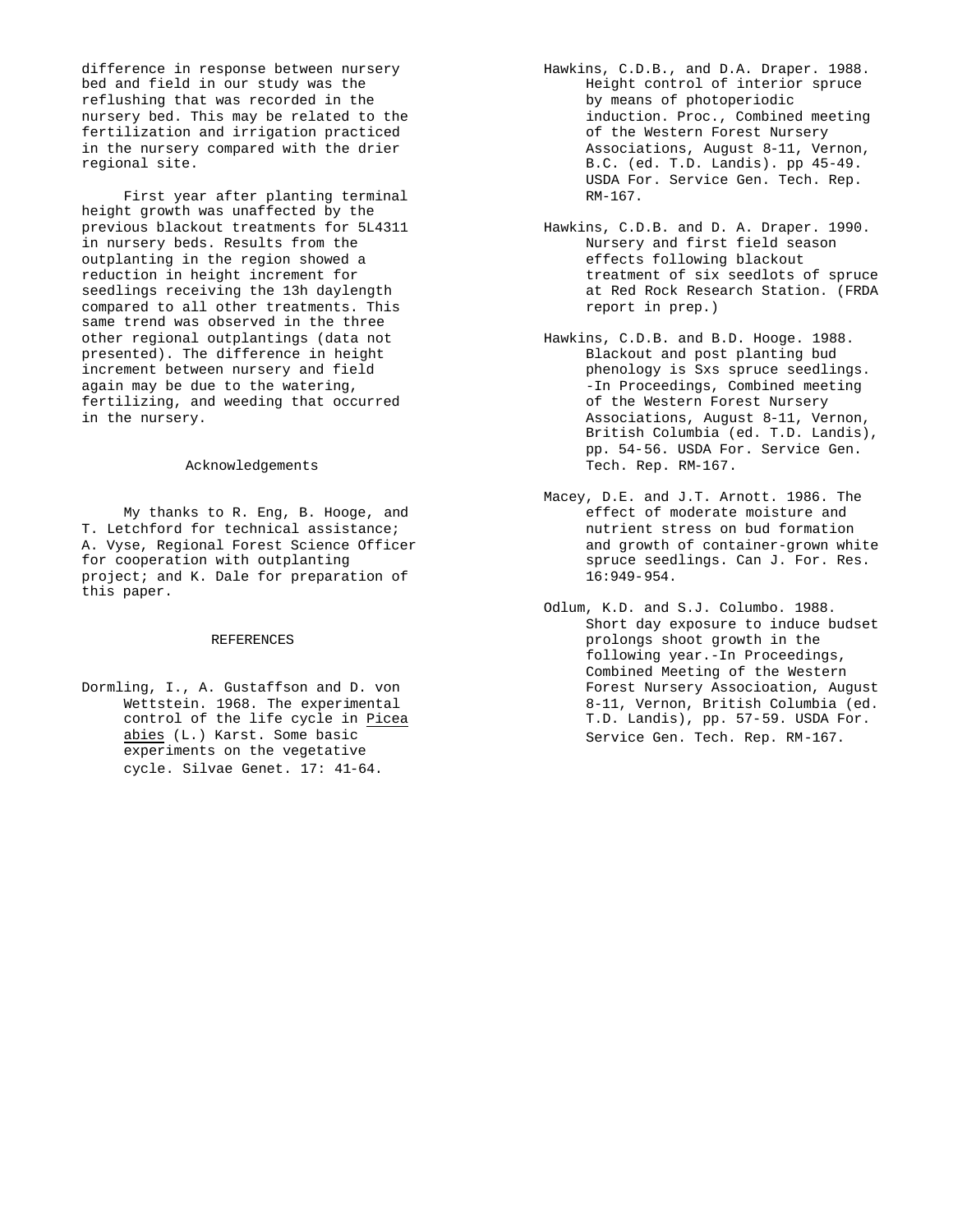difference in response between nursery bed and field in our study was the reflushing that was recorded in the nursery bed. This may be related to the fertilization and irrigation practiced in the nursery compared with the drier regional site.

First year after planting terminal height growth was unaffected by the previous blackout treatments for 5L4311 in nursery beds. Results from the outplanting in the region showed a reduction in height increment for seedlings receiving the 13h daylength compared to all other treatments. This same trend was observed in the three other regional outplantings (data not presented). The difference in height increment between nursery and field again may be due to the watering, fertilizing, and weeding that occurred in the nursery.

## Acknowledgements

My thanks to R. Eng, B. Hooge, and T. Letchford for technical assistance; A. Vyse, Regional Forest Science Officer for cooperation with outplanting project; and K. Dale for preparation of this paper.

## REFERENCES

Dormling, I., A. Gustaffson and D. von Wettstein. 1968. The experimental control of the life cycle in Picea abies (L.) Karst. Some basic experiments on the vegetative cycle. Silvae Genet. 17: 41-64.

Hawkins, C.D.B., and D.A. Draper. 1988. Height control of interior spruce by means of photoperiodic induction. Proc., Combined meeting of the Western Forest Nursery Associations, August 8-11, Vernon, B.C. (ed. T.D. Landis). pp 45-49. USDA For. Service Gen. Tech. Rep. RM-167.

Hawkins, C.D.B. and D. A. Draper. 1990. Nursery and first field season effects following blackout treatment of six seedlots of spruce at Red Rock Research Station. (FRDA report in prep.)

Hawkins, C.D.B. and B.D. Hooge. 1988. Blackout and post planting bud phenology is Sxs spruce seedlings. -In Proceedings, Combined meeting of the Western Forest Nursery Associations, August 8-11, Vernon, British Columbia (ed. T.D. Landis), pp. 54-56. USDA For. Service Gen. Tech. Rep. RM-167.

Macey, D.E. and J.T. Arnott. 1986. The effect of moderate moisture and nutrient stress on bud formation and growth of container-grown white spruce seedlings. Can J. For. Res. 16:949-954.

Odlum, K.D. and S.J. Columbo. 1988. Short day exposure to induce budset prolongs shoot growth in the following year.-In Proceedings, Combined Meeting of the Western Forest Nursery Associoation, August 8-11, Vernon, British Columbia (ed. T.D. Landis), pp. 57-59. USDA For. Service Gen. Tech. Rep. RM-167.